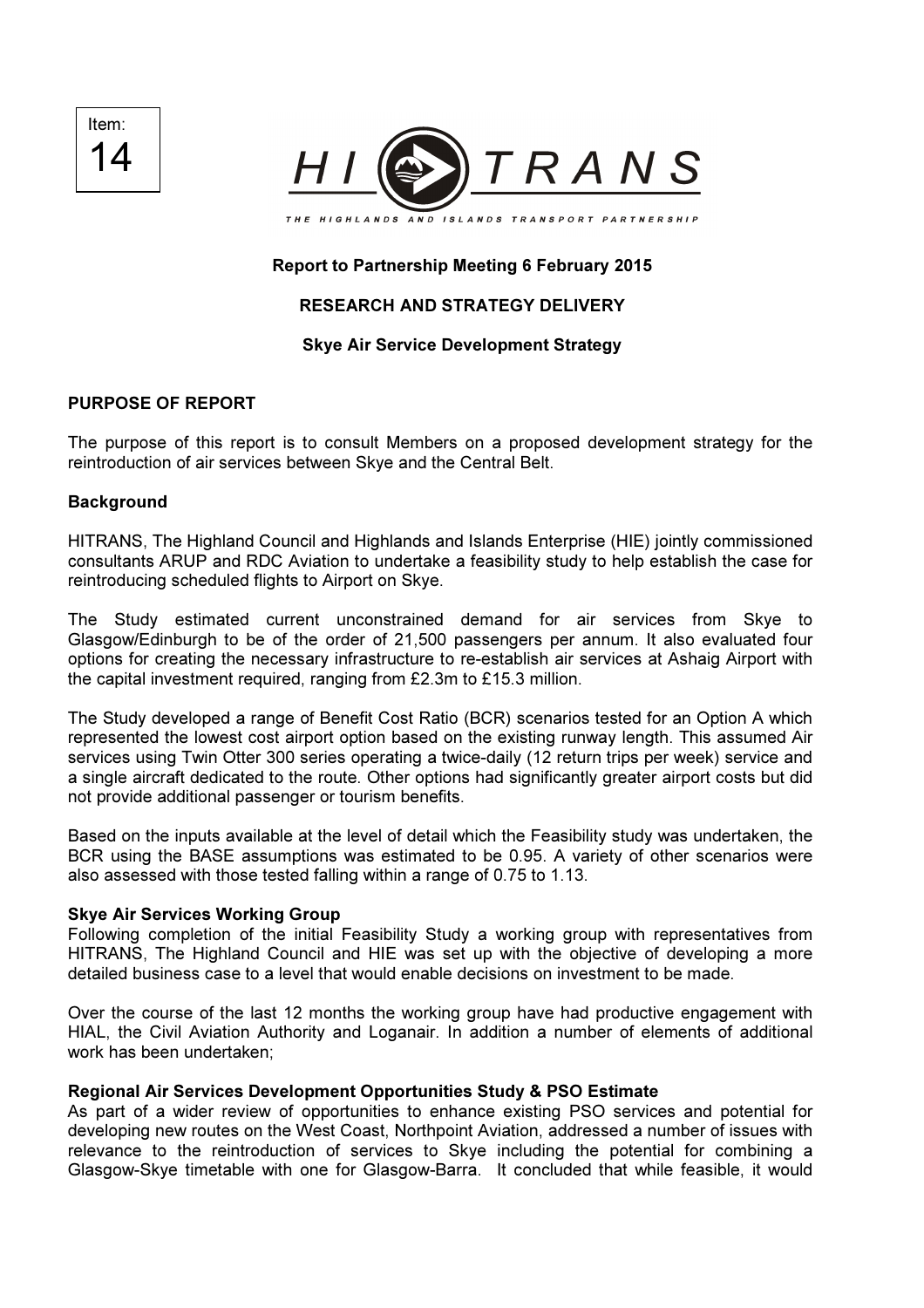Item:
14

HI TRANS

THE HIGHLANDS AND ISLANDS TRANSPORT PARTNERSHIP

**Report to Partnership Meeting 6 February 2015**

**RESEARCH AND STRATEGY DELIVERY**

**Skye Air Service Development Strategy**

## PURPOSE OF REPORT

The purpose of this report is to consult Members on a proposed development strategy for the reintroduction of air services between Skye and the Central Belt.

### Background

HITRANS, The Highland Council and Highlands and Islands Enterprise (HIE) jointly commissioned consultants ARUP and RDC Aviation to undertake a feasibility study to help establish the case for reintroducing scheduled flights to Airport on Skye.

The Study estimated current unconstrained demand for air services from Skye to Glasgow/Edinburgh to be of the order of 21,500 passengers per annum. It also evaluated four options for creating the necessary infrastructure to re-establish air services at Ashaig Airport with the capital investment required, ranging from £2.3m to £15.3 million.

The Study developed a range of Benefit Cost Ratio (BCR) scenarios tested for an Option A which represented the lowest cost airport option based on the existing runway length. This assumed Air services using Twin Otter 300 series operating a twice-daily (12 return trips per week) service and a single aircraft dedicated to the route. Other options had significantly greater airport costs but did not provide additional passenger or tourism benefits.

Based on the inputs available at the level of detail which the Feasibility study was undertaken, the BCR using the BASE assumptions was estimated to be 0.95. A variety of other scenarios were also assessed with those tested falling within a range of 0.75 to 1.13.

### Skye Air Services Working Group

Following completion of the initial Feasibility Study a working group with representatives from HITRANS, The Highland Council and HIE was set up with the objective of developing a more detailed business case to a level that would enable decisions on investment to be made.

Over the course of the last 12 months the working group have had productive engagement with HIAL, the Civil Aviation Authority and Loganair. In addition a number of elements of additional work has been undertaken;

### Regional Air Services Development Opportunities Study & PSO Estimate

As part of a wider review of opportunities to enhance existing PSO services and potential for developing new routes on the West Coast, Northpoint Aviation, addressed a number of issues with relevance to the reintroduction of services to Skye including the potential for combining a Glasgow-Skye timetable with one for Glasgow-Barra. It concluded that while feasible, it would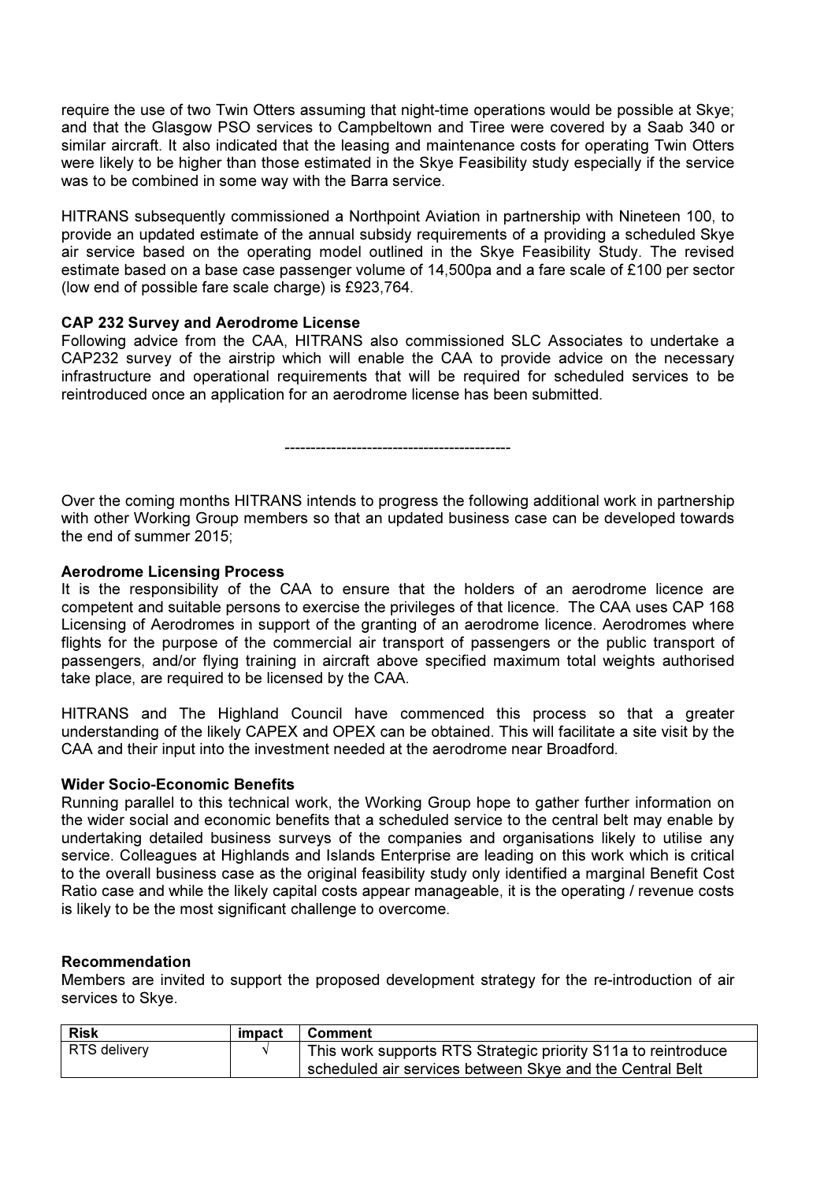require the use of two Twin Otters assuming that night-time operations would be possible at Skye; and that the Glasgow PSO services to Campbeltown and Tiree were covered by a Saab 340 or similar aircraft. It also indicated that the leasing and maintenance costs for operating Twin Otters were likely to be higher than those estimated in the Skye Feasibility study especially if the service was to be combined in some way with the Barra service.

HITRANS subsequently commissioned a Northpoint Aviation in partnership with Nineteen 100, to provide an updated estimate of the annual subsidy requirements of a providing a scheduled Skye air service based on the operating model outlined in the Skye Feasibility Study. The revised estimate based on a base case passenger volume of 14,500pa and a fare scale of £100 per sector (low end of possible fare scale charge) is £923,764.

**CAP 232 Survey and Aerodrome License**

Following advice from the CAA, HITRANS also commissioned SLC Associates to undertake a CAP232 survey of the airstrip which will enable the CAA to provide advice on the necessary infrastructure and operational requirements that will be required for scheduled services to be reintroduced once an application for an aerodrome license has been submitted.

--------------------------------------------

Over the coming months HITRANS intends to progress the following additional work in partnership with other Working Group members so that an updated business case can be developed towards the end of summer 2015;

**Aerodrome Licensing Process**

It is the responsibility of the CAA to ensure that the holders of an aerodrome licence are competent and suitable persons to exercise the privileges of that licence. The CAA uses CAP 168 Licensing of Aerodromes in support of the granting of an aerodrome licence. Aerodromes where flights for the purpose of the commercial air transport of passengers or the public transport of passengers, and/or flying training in aircraft above specified maximum total weights authorised take place, are required to be licensed by the CAA.

HITRANS and The Highland Council have commenced this process so that a greater understanding of the likely CAPEX and OPEX can be obtained. This will facilitate a site visit by the CAA and their input into the investment needed at the aerodrome near Broadford.

**Wider Socio-Economic Benefits**

Running parallel to this technical work, the Working Group hope to gather further information on the wider social and economic benefits that a scheduled service to the central belt may enable by undertaking detailed business surveys of the companies and organisations likely to utilise any service. Colleagues at Highlands and Islands Enterprise are leading on this work which is critical to the overall business case as the original feasibility study only identified a marginal Benefit Cost Ratio case and while the likely capital costs appear manageable, it is the operating / revenue costs is likely to be the most significant challenge to overcome.

**Recommendation**

Members are invited to support the proposed development strategy for the re-introduction of air services to Skye.

| Risk | impact | Comment |
|---|---|---|
| RTS delivery | √ | This work supports RTS Strategic priority S11a to reintroduce scheduled air services between Skye and the Central Belt |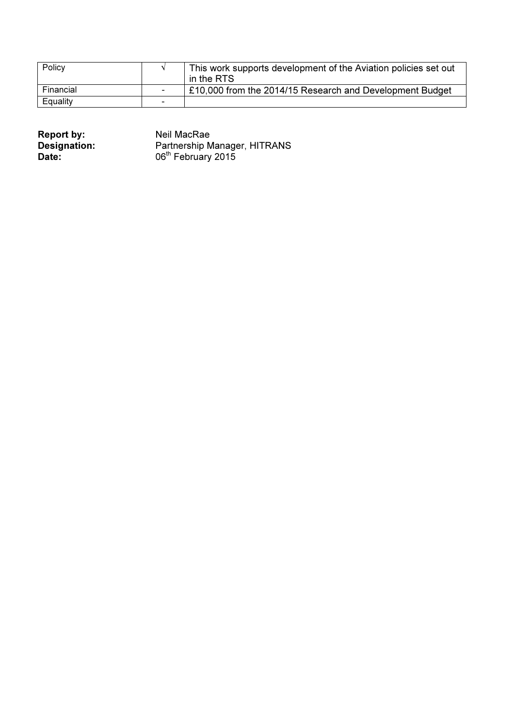| | | |
|---|---|---|
| Policy | √ | This work supports development of the Aviation policies set out in the RTS |
| Financial | - | £10,000 from the 2014/15 Research and Development Budget |
| Equality | - | |

**Report by:** Neil MacRae
**Designation:** Partnership Manager, HITRANS
**Date:** 06th February 2015